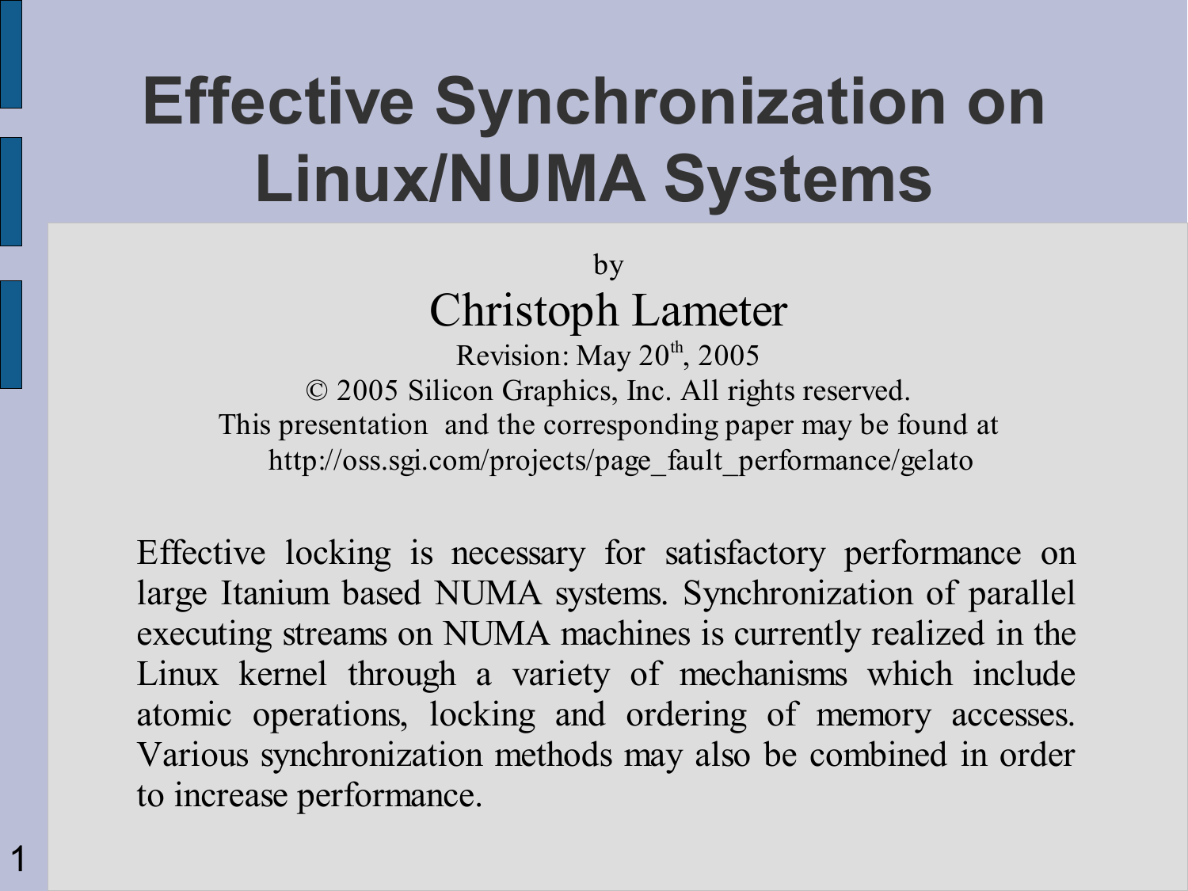# Effective Synchronization on Linux/NUMA Systems

by

Christoph Lameter

Revision: May 20th, 2005

© 2005 Silicon Graphics, Inc. All rights reserved.

This presentation and the corresponding paper may be found at http://oss.sgi.com/projects/page_fault_performance/gelato

Effective locking is necessary for satisfactory performance on large Itanium based NUMA systems. Synchronization of parallel executing streams on NUMA machines is currently realized in the Linux kernel through a variety of mechanisms which include atomic operations, locking and ordering of memory accesses. Various synchronization methods may also be combined in order to increase performance.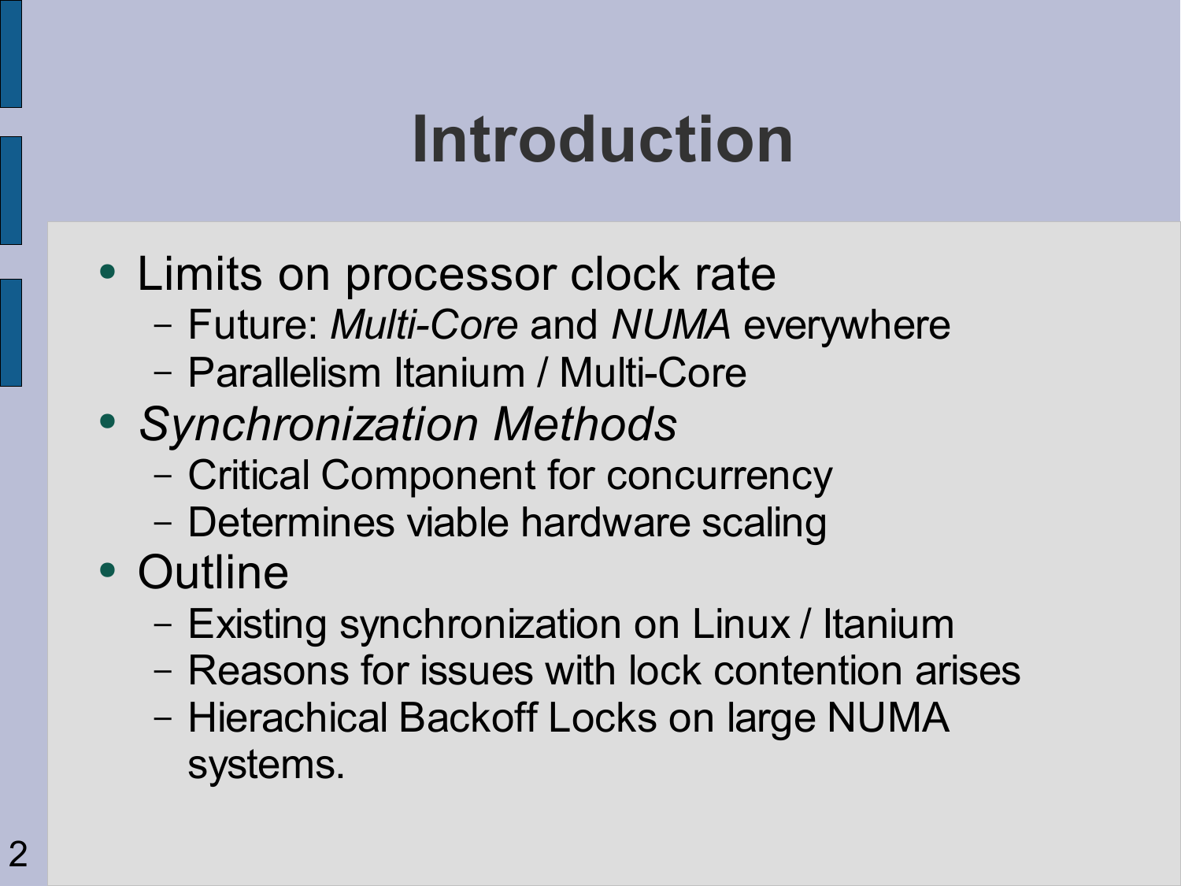# Introduction

- Limits on processor clock rate
  - Future: *Multi-Core* and *NUMA* everywhere
  - Parallelism Itanium / Multi-Core
- *Synchronization Methods*
  - Critical Component for concurrency
  - Determines viable hardware scaling
- Outline
  - Existing synchronization on Linux / Itanium
  - Reasons for issues with lock contention arises
  - Hierachical Backoff Locks on large NUMA systems.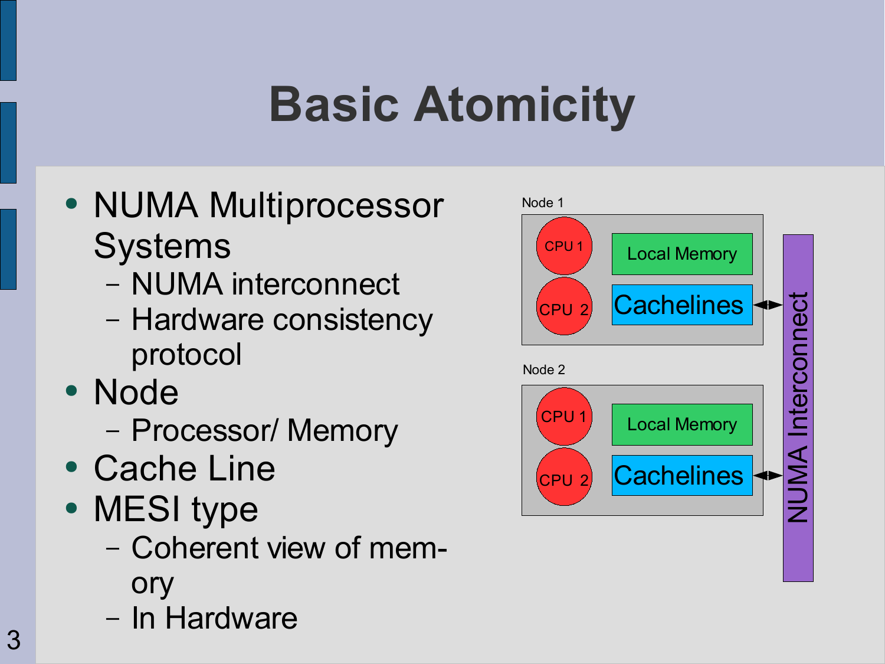# Basic Atomicity

- NUMA Multiprocessor Systems
  - NUMA interconnect
  - Hardware consistency protocol
- Node
  - Processor/ Memory
- Cache Line
- MESI type
  - Coherent view of memory
  - In Hardware

Node 1

CPU 1

CPU 2

Local Memory

Cachelines

Node 2

CPU 1

CPU 2

Local Memory

Cachelines

NUMA Interconnect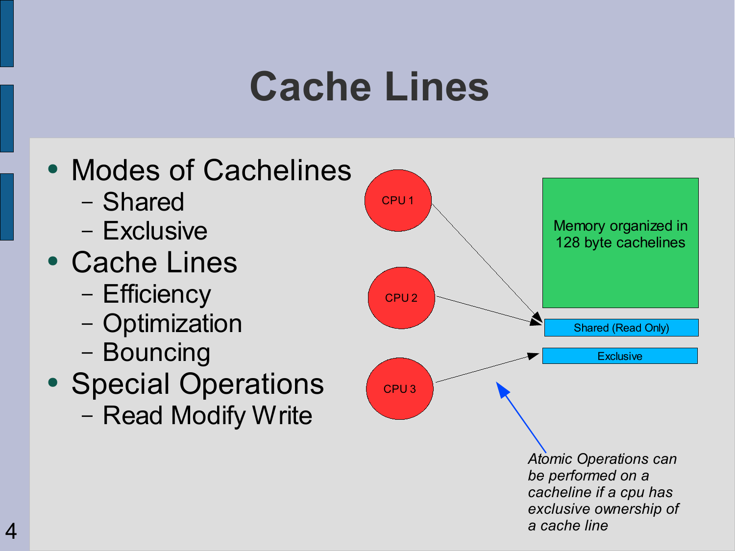# Cache Lines

- Modes of Cachelines
  - Shared
  - Exclusive
- Cache Lines
  - Efficiency
  - Optimization
  - Bouncing
- Special Operations
  - Read Modify Write

CPU 1

CPU 2

CPU 3

Memory organized in 128 byte cachelines

Shared (Read Only)

Exclusive

*Atomic Operations can be performed on a cacheline if a cpu has exclusive ownership of a cache line*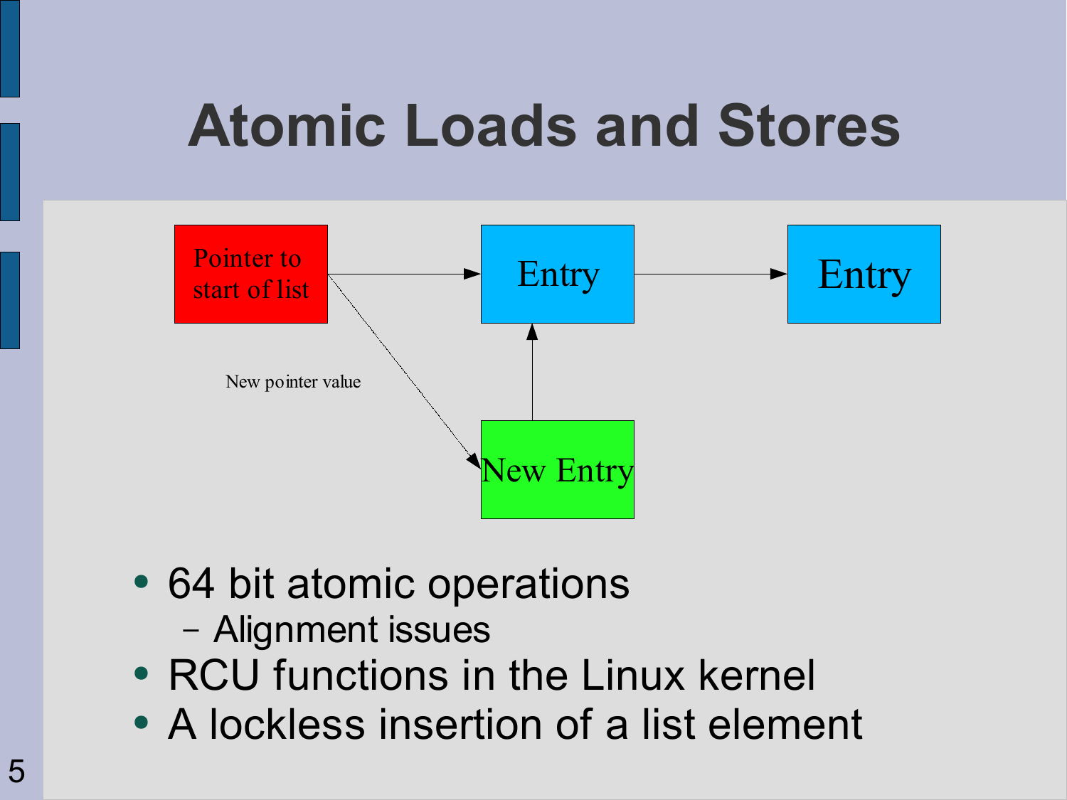# Atomic Loads and Stores

Pointer to start of list

Entry

Entry

New pointer value

New Entry

- 64 bit atomic operations
  - Alignment issues
- RCU functions in the Linux kernel
- A lockless insertion of a list element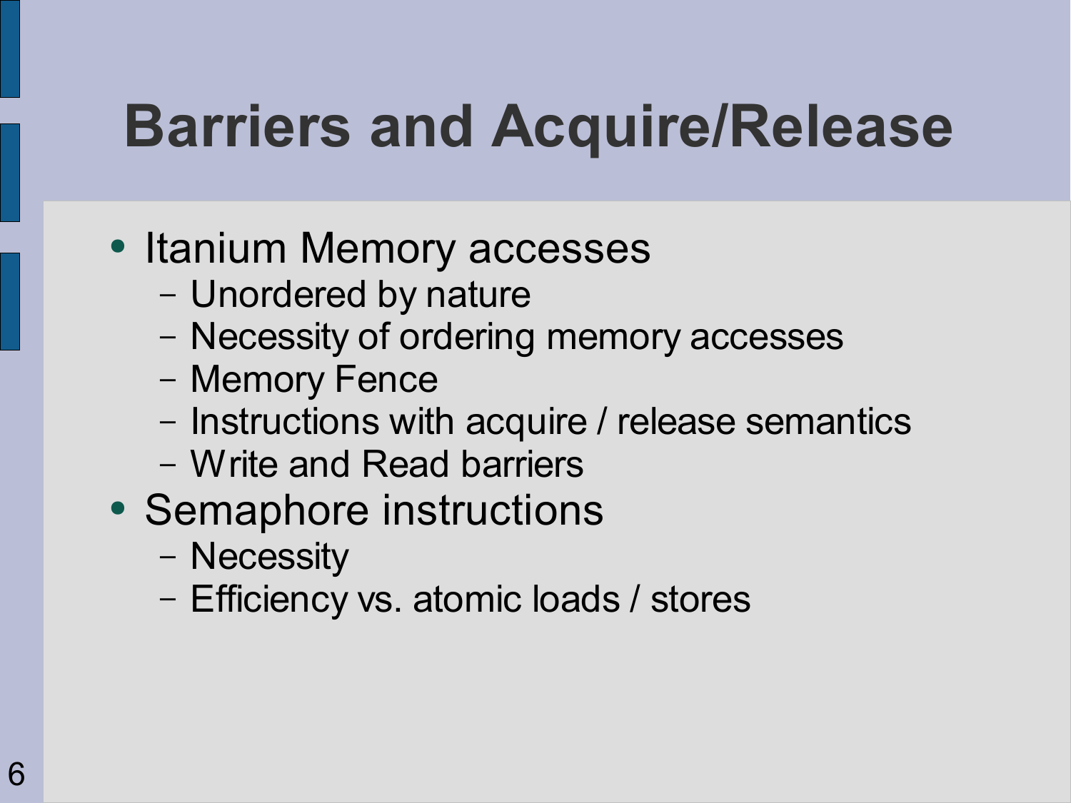# Barriers and Acquire/Release

- Itanium Memory accesses
  - Unordered by nature
  - Necessity of ordering memory accesses
  - Memory Fence
  - Instructions with acquire / release semantics
  - Write and Read barriers
- Semaphore instructions
  - Necessity
  - Efficiency vs. atomic loads / stores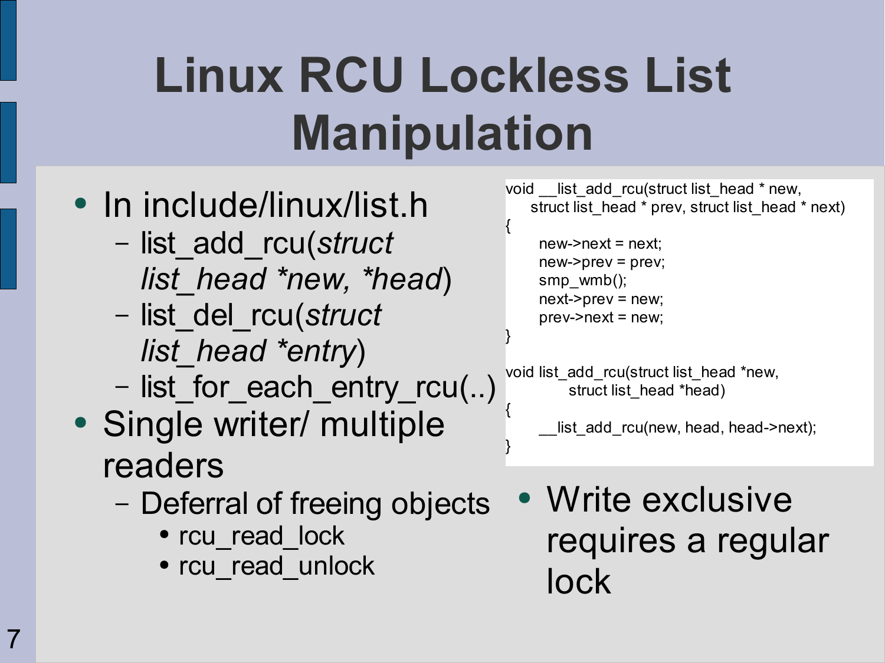# Linux RCU Lockless List Manipulation

- In include/linux/list.h
  - list_add_rcu(*struct list_head *new, *head*)
  - list_del_rcu(*struct list_head *entry*)
  - list_for_each_entry_rcu(..)
- Single writer/ multiple readers
  - Deferral of freeing objects
    - rcu_read_lock
    - rcu_read_unlock

```
void __list_add_rcu(struct list_head * new,
    struct list_head * prev, struct list_head * next)
{
      new->next = next;
      new->prev = prev;
      smp_wmb();
      next->prev = new;
      prev->next = new;
}

void list_add_rcu(struct list_head *new,
           struct list_head *head)
{
      __list_add_rcu(new, head, head->next);
}
```

- Write exclusive requires a regular lock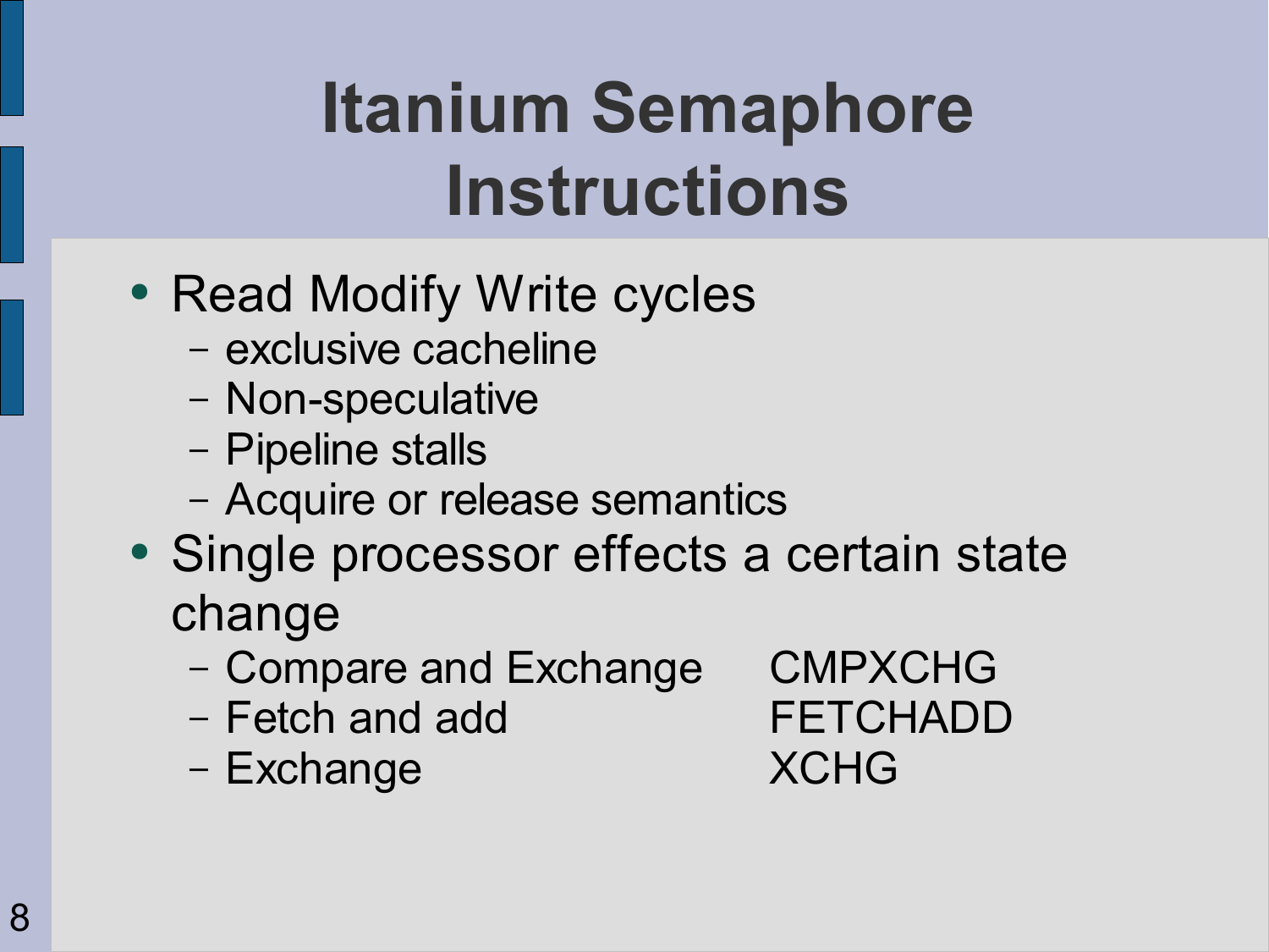# Itanium Semaphore Instructions

- Read Modify Write cycles
  - exclusive cacheline
  - Non-speculative
  - Pipeline stalls
  - Acquire or release semantics
- Single processor effects a certain state change
  - Compare and Exchange CMPXCHG
  - Fetch and add FETCHADD
  - Exchange XCHG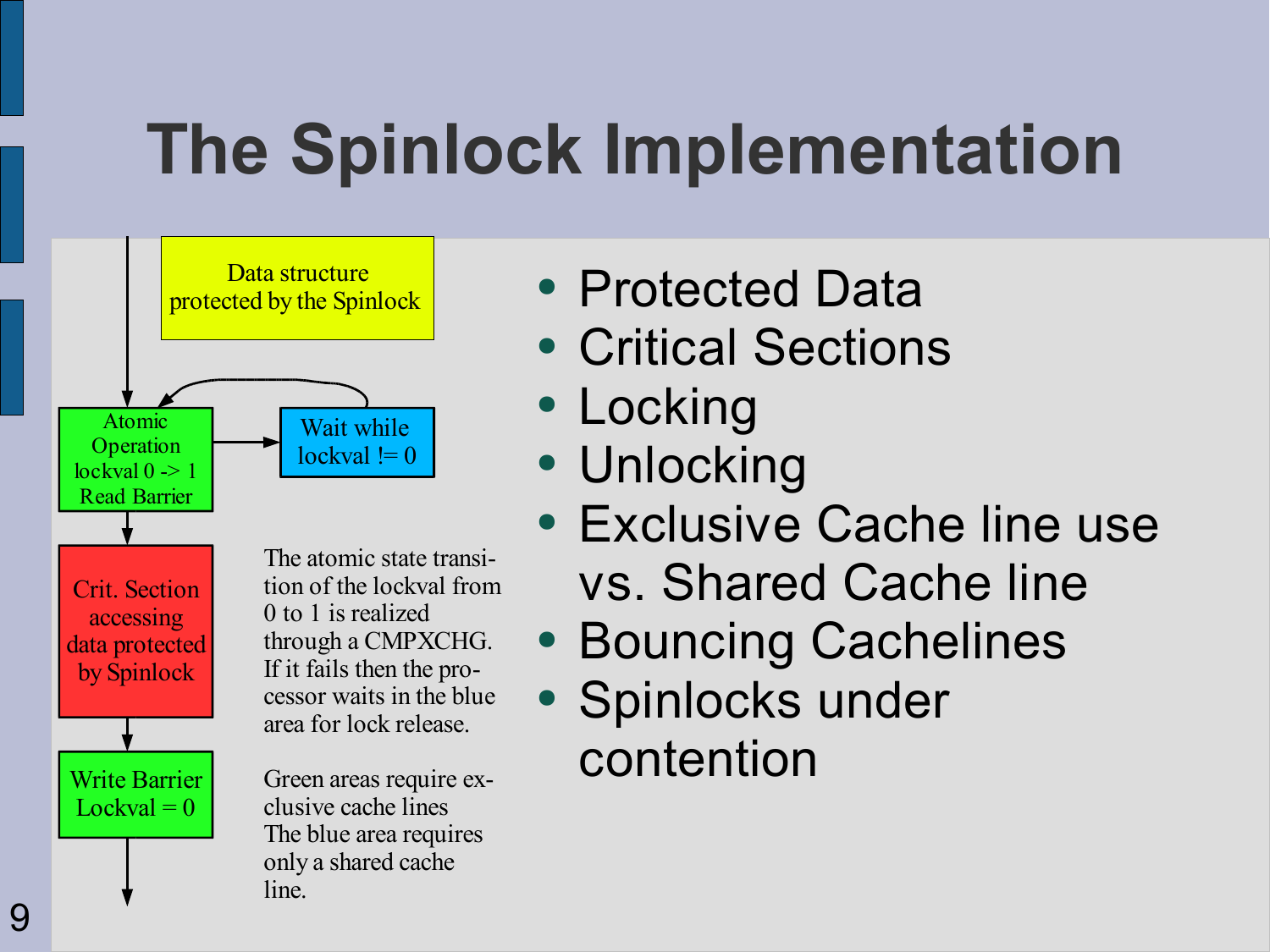# The Spinlock Implementation

Data structure protected by the Spinlock

Atomic Operation lockval 0 -> 1 Read Barrier

Wait while lockval != 0

Crit. Section accessing data protected by Spinlock

Write Barrier Lockval = 0

The atomic state transition of the lockval from 0 to 1 is realized through a CMPXCHG. If it fails then the processor waits in the blue area for lock release.

Green areas require exclusive cache lines The blue area requires only a shared cache line.

- Protected Data
- Critical Sections
- Locking
- Unlocking
- Exclusive Cache line use vs. Shared Cache line
- Bouncing Cachelines
- Spinlocks under contention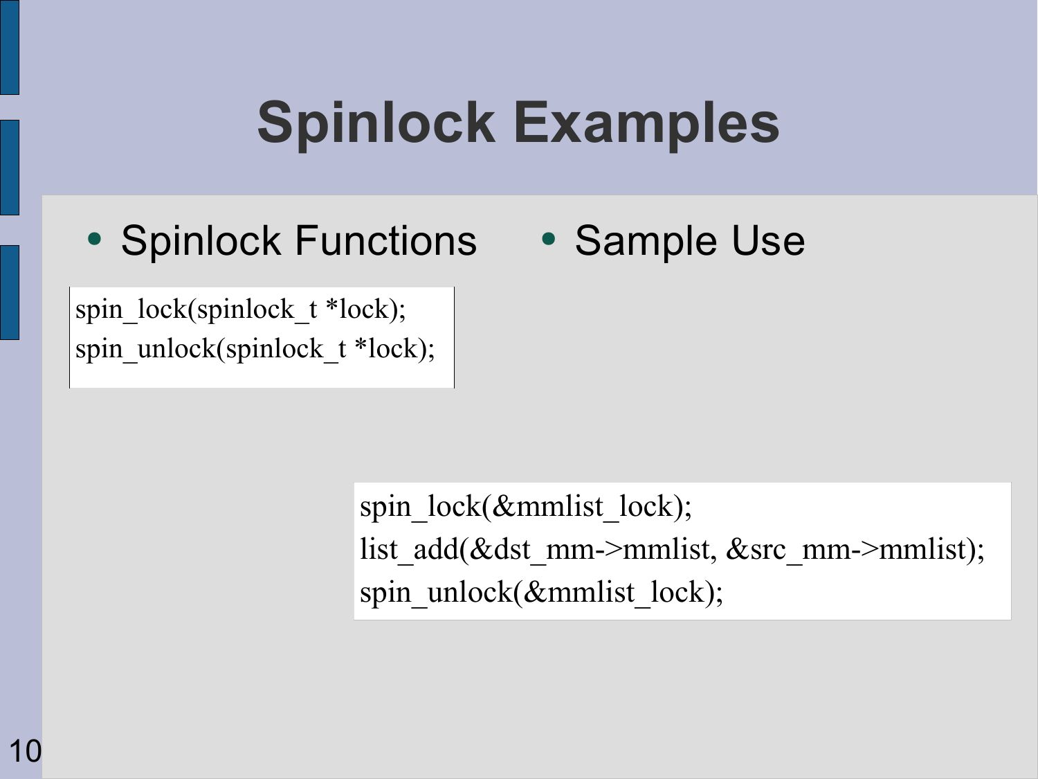# Spinlock Examples

- Spinlock Functions

```
spin_lock(spinlock_t *lock);
spin_unlock(spinlock_t *lock);
```

- Sample Use

```
spin_lock(&mmlist_lock);
list_add(&dst_mm->mmlist, &src_mm->mmlist);
spin_unlock(&mmlist_lock);
```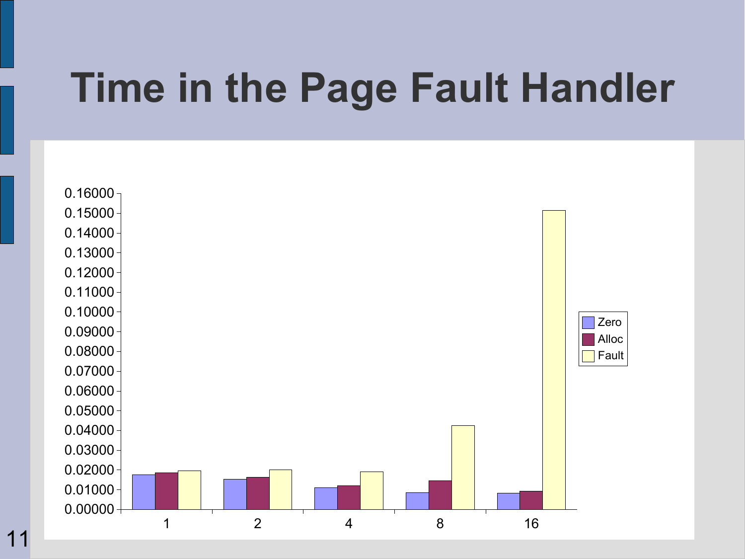# Time in the Page Fault Handler

| | Zero | Alloc | Fault |
|---|---|---|---|
| 1 | 0.0175 | 0.0185 | 0.0195 |
| 2 | 0.0152 | 0.0162 | 0.0200 |
| 4 | 0.0110 | 0.0120 | 0.0190 |
| 8 | 0.0085 | 0.0145 | 0.0425 |
| 16 | 0.0082 | 0.0092 | 0.1515 |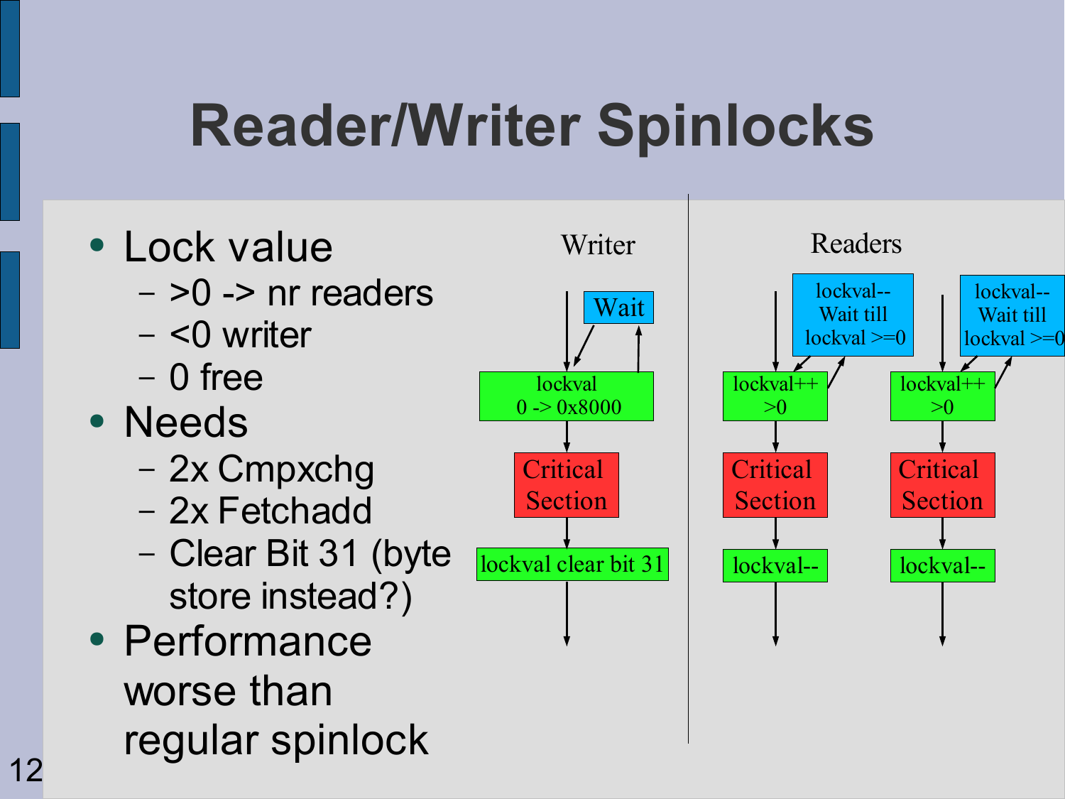# Reader/Writer Spinlocks

- Lock value
  - >0 -> nr readers
  - <0 writer
  - 0 free
- Needs
  - 2x Cmpxchg
  - 2x Fetchadd
  - Clear Bit 31 (byte store instead?)
- Performance worse than regular spinlock

Writer

Wait

lockval
0 -> 0x8000

Critical Section

lockval clear bit 31

Readers

lockval--
Wait till
lockval >=0

lockval++
>0

Critical Section

lockval--

lockval--
Wait till
lockval >=0

lockval++
>0

Critical Section

lockval--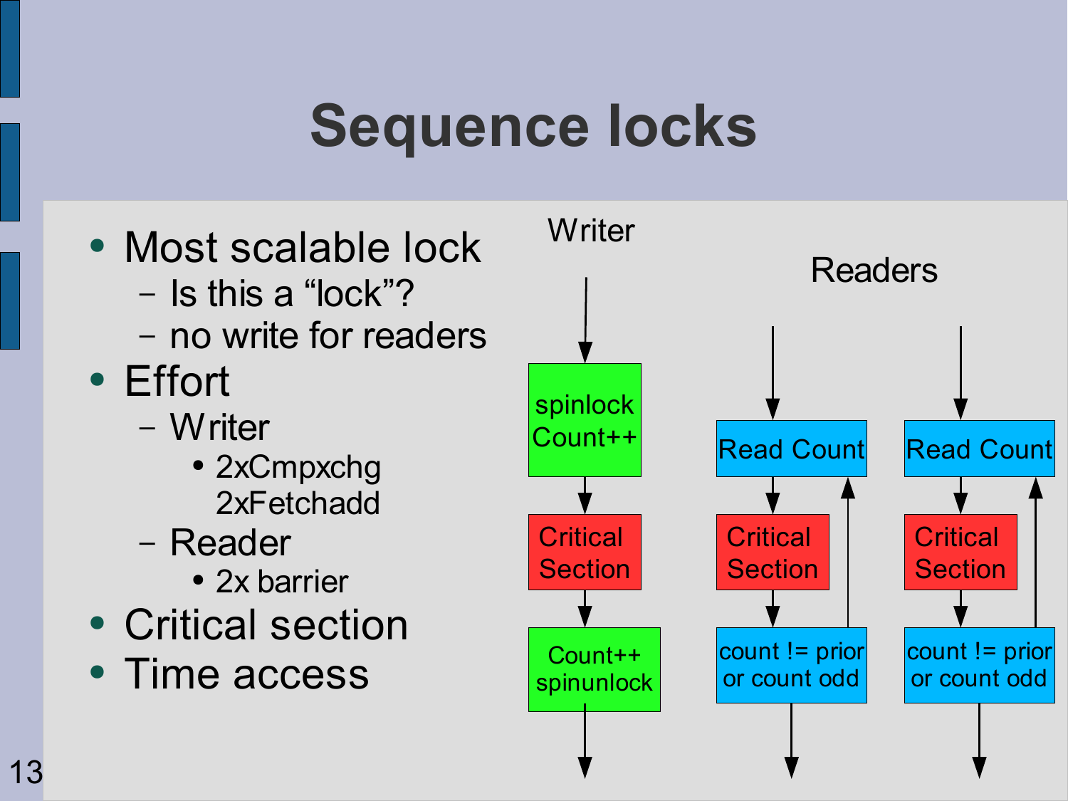# Sequence locks

- Most scalable lock
  - Is this a “lock”?
  - no write for readers
- Effort
  - Writer
    - 2xCmpxchg 2xFetchadd
  - Reader
    - 2x barrier
- Critical section
- Time access

Writer

spinlock Count++

Critical Section

Count++ spinunlock

Readers

Read Count

Critical Section

count != prior or count odd

Read Count

Critical Section

count != prior or count odd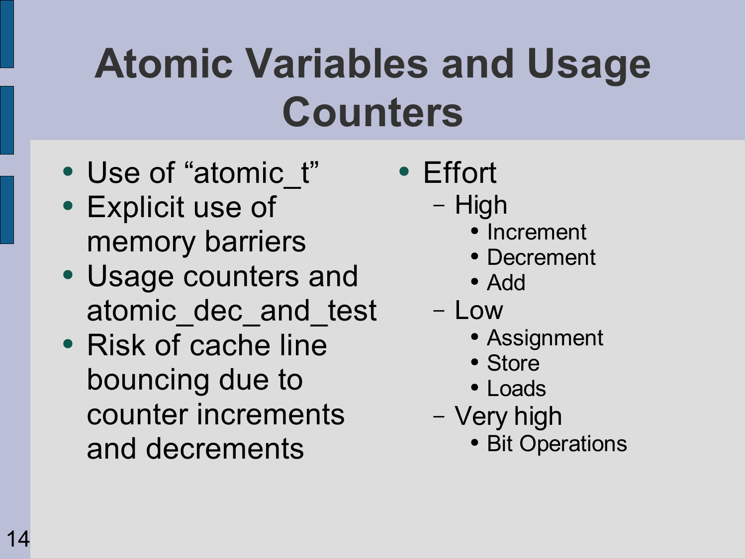# Atomic Variables and Usage Counters

- Use of "atomic_t"
- Explicit use of memory barriers
- Usage counters and atomic_dec_and_test
- Risk of cache line bouncing due to counter increments and decrements

- Effort
  - High
    - Increment
    - Decrement
    - Add
  - Low
    - Assignment
    - Store
    - Loads
  - Very high
    - Bit Operations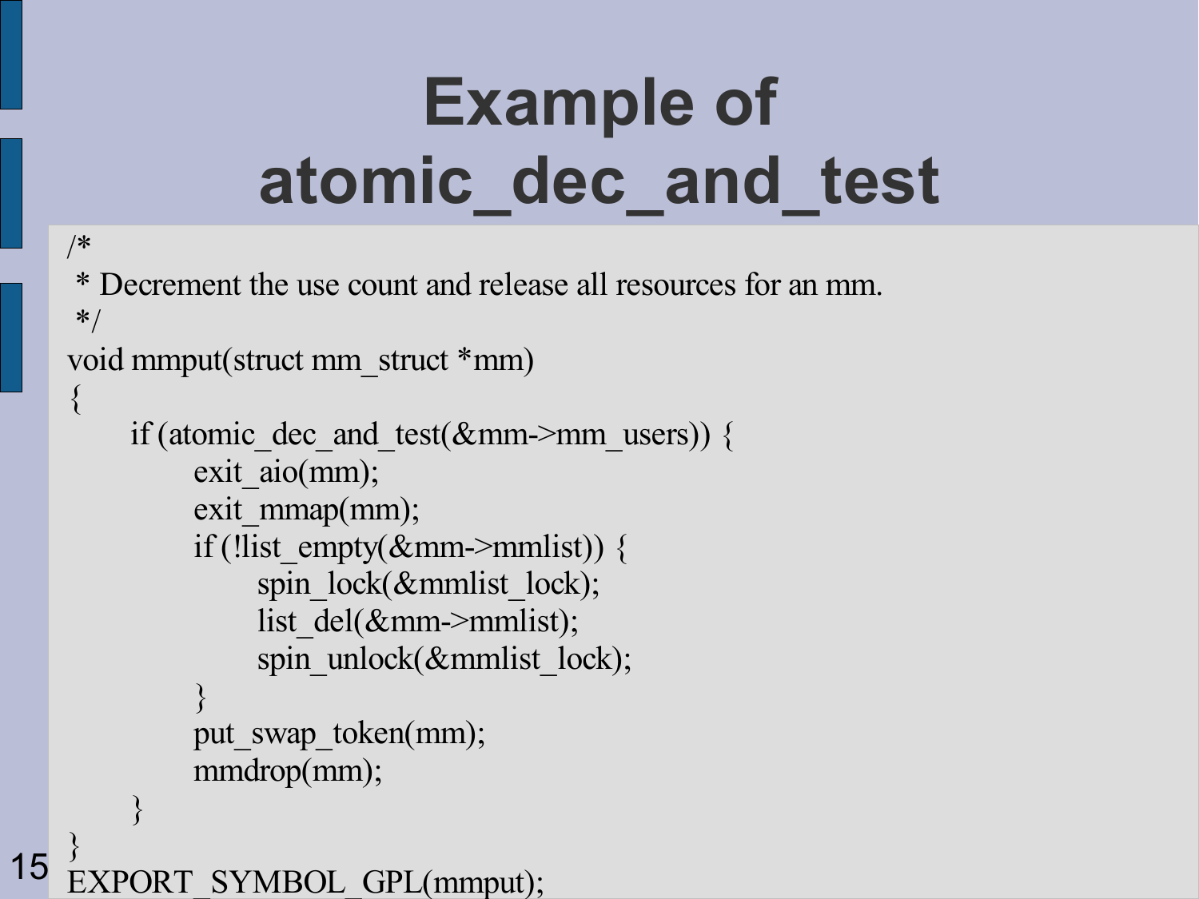# Example of atomic_dec_and_test

```
/*
 * Decrement the use count and release all resources for an mm.
 */
void mmput(struct mm_struct *mm)
{
        if (atomic_dec_and_test(&mm->mm_users)) {
                exit_aio(mm);
                exit_mmap(mm);
                if (!list_empty(&mm->mmlist)) {
                        spin_lock(&mmlist_lock);
                        list_del(&mm->mmlist);
                        spin_unlock(&mmlist_lock);
                }
                put_swap_token(mm);
                mmdrop(mm);
        }
}
EXPORT_SYMBOL_GPL(mmput);
```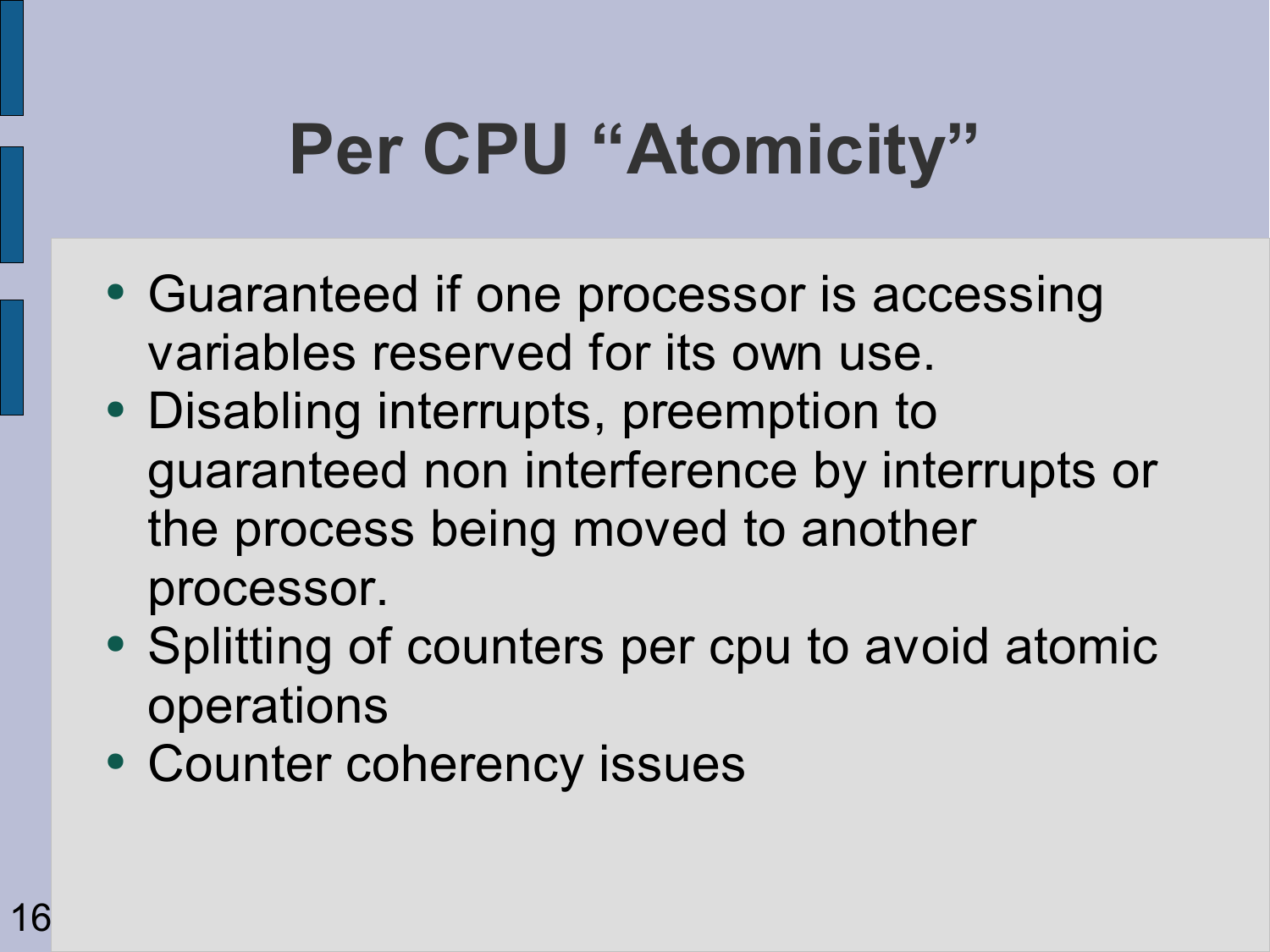# Per CPU "Atomicity"

- Guaranteed if one processor is accessing variables reserved for its own use.
- Disabling interrupts, preemption to guaranteed non interference by interrupts or the process being moved to another processor.
- Splitting of counters per cpu to avoid atomic operations
- Counter coherency issues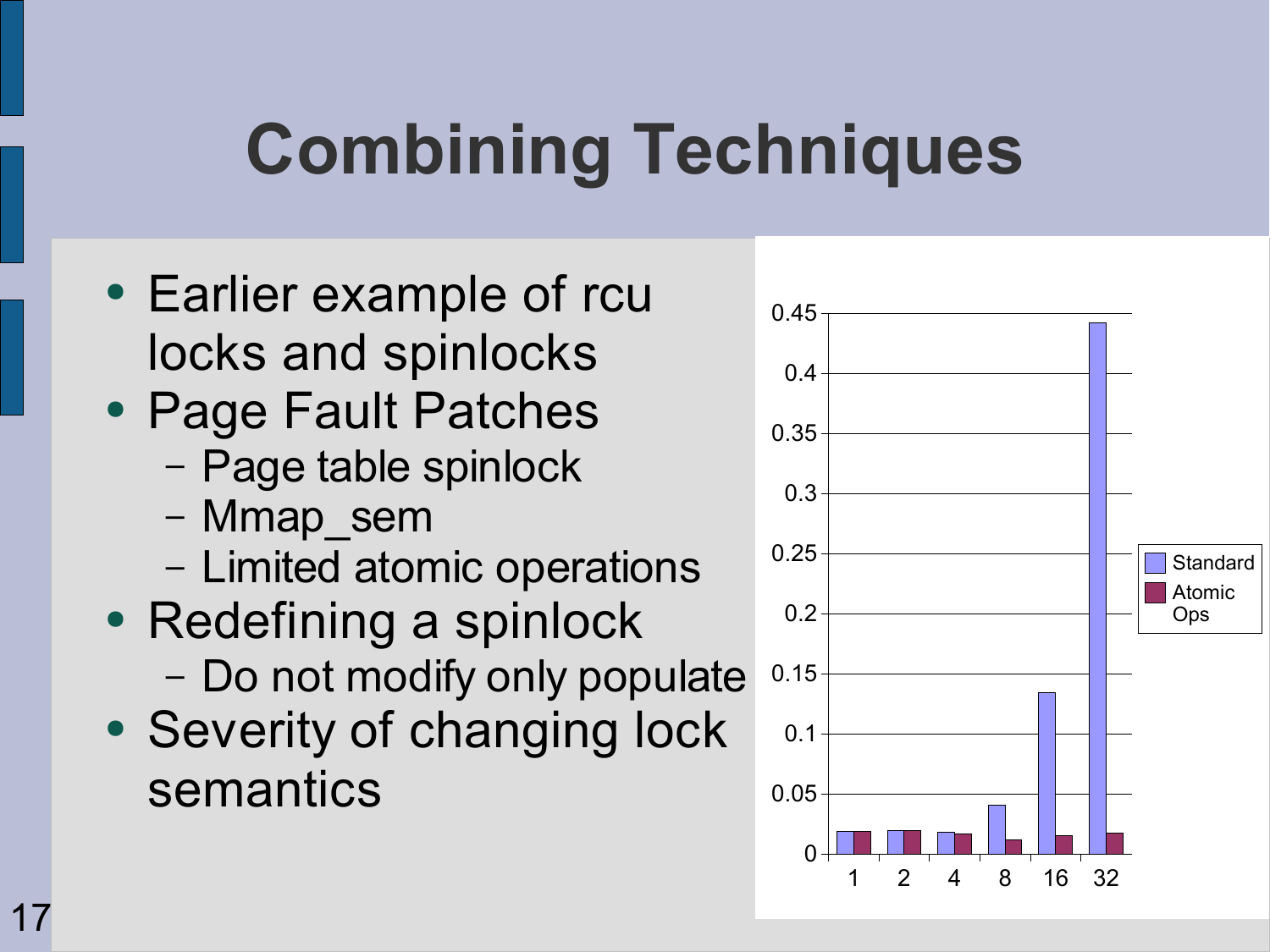# Combining Techniques

- Earlier example of rcu locks and spinlocks
- Page Fault Patches
  - Page table spinlock
  - Mmap_sem
  - Limited atomic operations
- Redefining a spinlock
  - Do not modify only populate
- Severity of changing lock semantics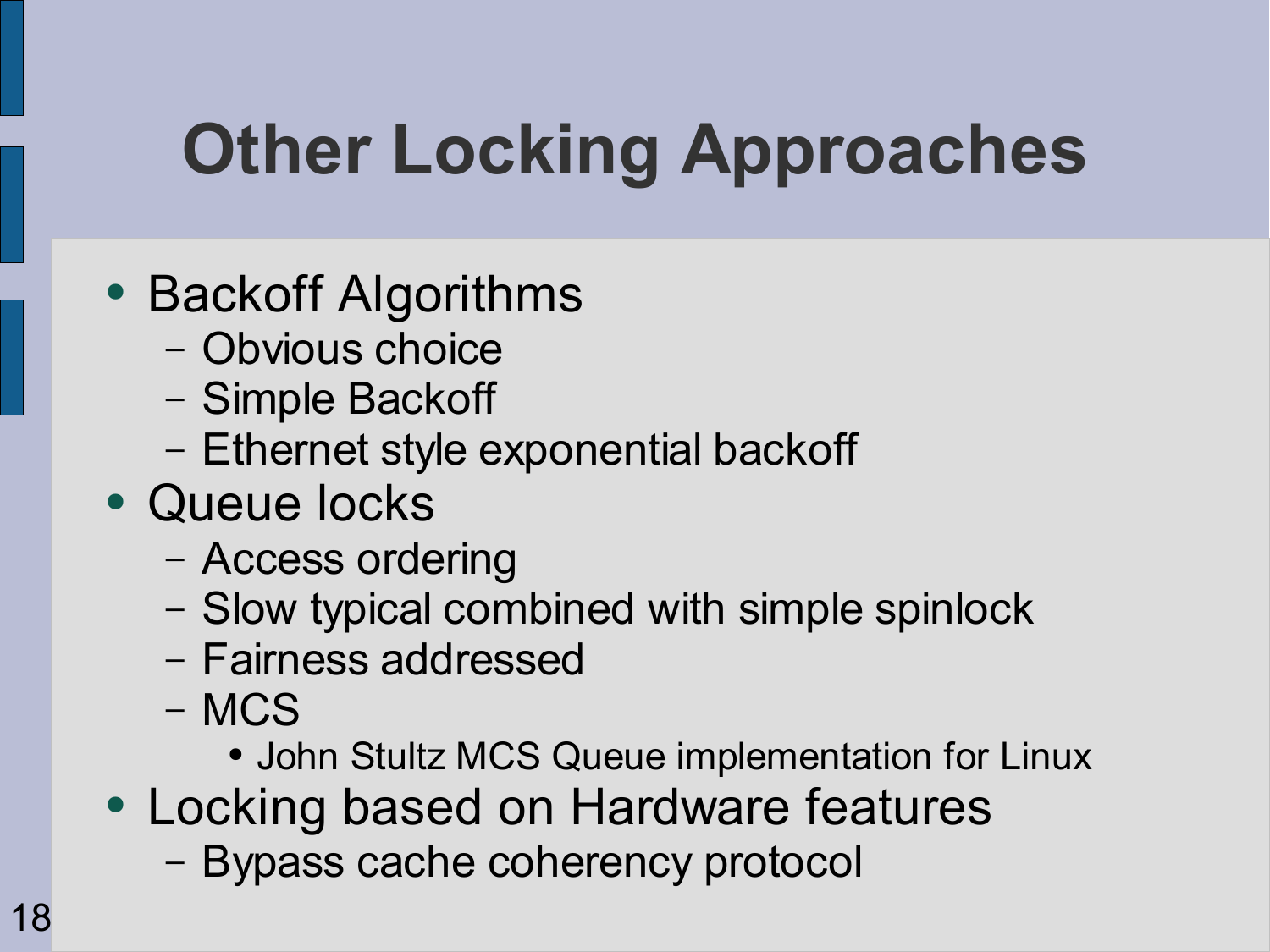# Other Locking Approaches

- Backoff Algorithms
  - Obvious choice
  - Simple Backoff
  - Ethernet style exponential backoff
- Queue locks
  - Access ordering
  - Slow typical combined with simple spinlock
  - Fairness addressed
  - MCS
    - John Stultz MCS Queue implementation for Linux
- Locking based on Hardware features
  - Bypass cache coherency protocol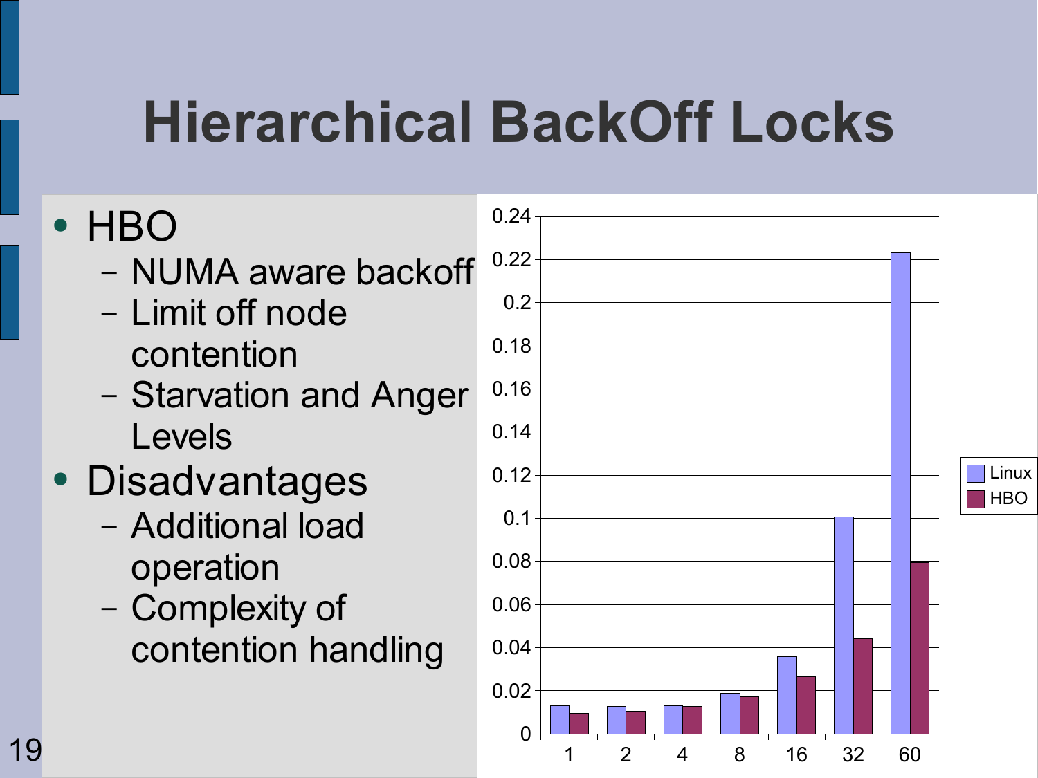# Hierarchical BackOff Locks

- HBO
  - NUMA aware backoff
  - Limit off node contention
  - Starvation and Anger Levels
- Disadvantages
  - Additional load operation
  - Complexity of contention handling

| | Linux | HBO |
|---|---|---|
| 1 | 0.013 | 0.0095 |
| 2 | 0.0128 | 0.0105 |
| 4 | 0.013 | 0.0128 |
| 8 | 0.019 | 0.017 |
| 16 | 0.036 | 0.0265 |
| 32 | 0.101 | 0.044 |
| 60 | 0.223 | 0.0795 |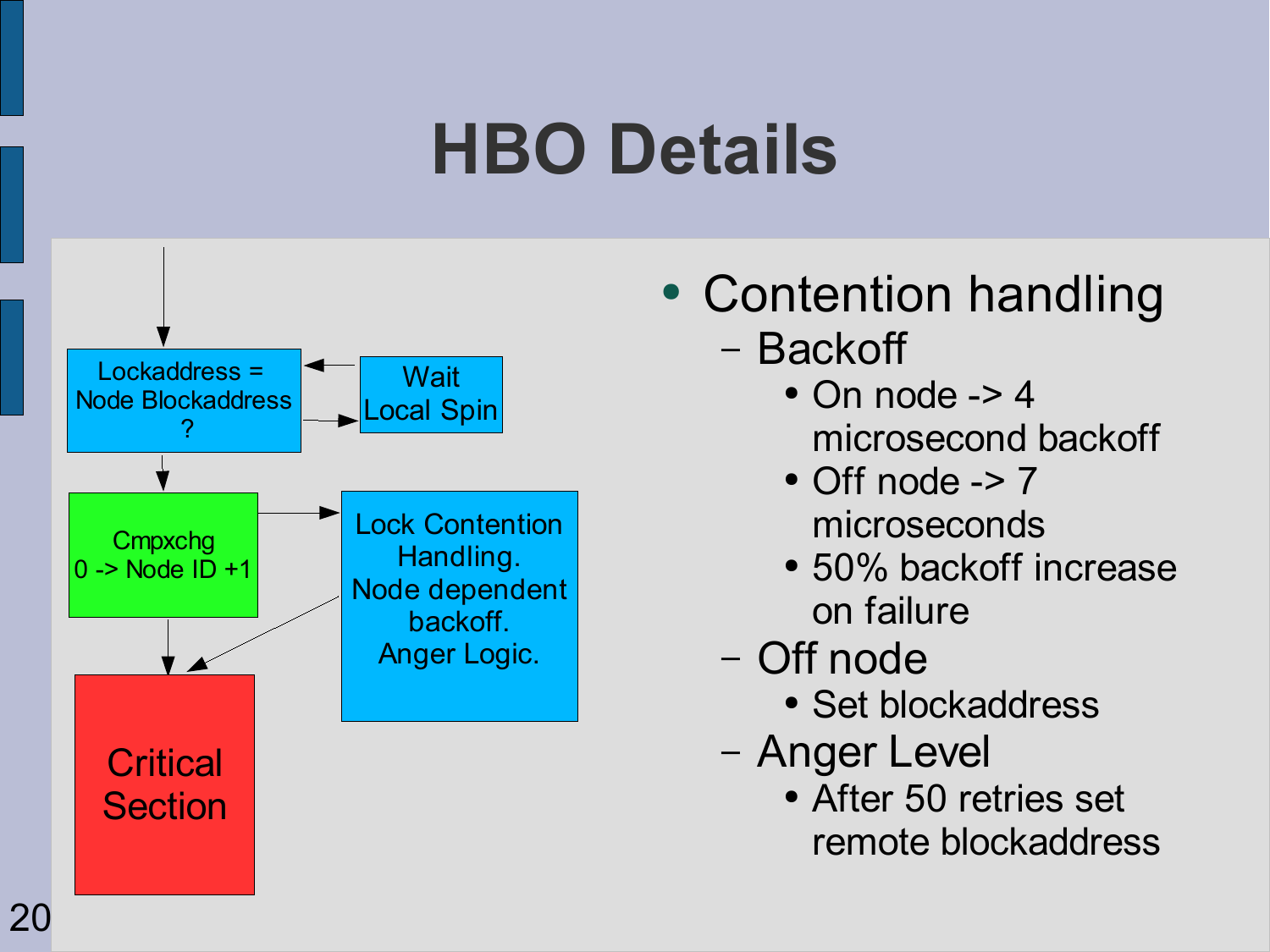# HBO Details

Lockaddress = Node Blockaddress ?

Wait Local Spin

Cmpxchg 0 -> Node ID +1

Lock Contention Handling. Node dependent backoff. Anger Logic.

Critical Section

- Contention handling
  - Backoff
    - On node -> 4 microsecond backoff
    - Off node -> 7 microseconds
    - 50% backoff increase on failure
  - Off node
    - Set blockaddress
  - Anger Level
    - After 50 retries set remote blockaddress